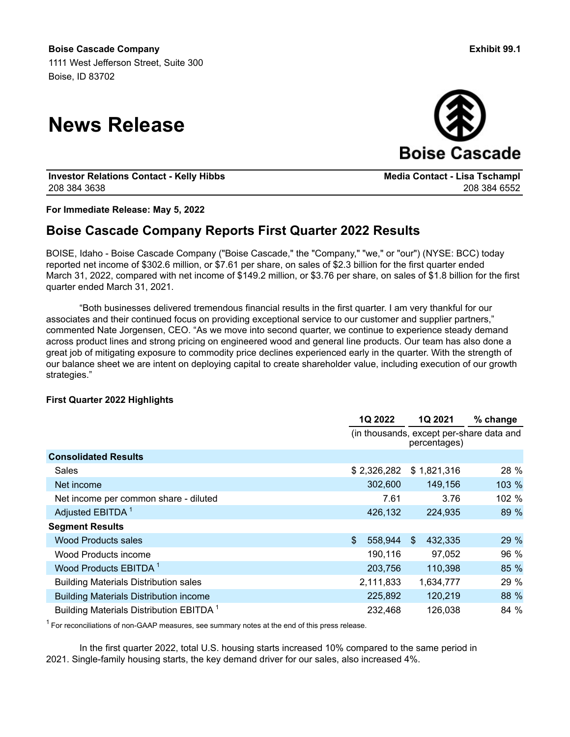**Boise Cascade Company**
1111 West Jefferson Street, Suite 300
Boise, ID 83702

**Exhibit 99.1**

# News Release

**Boise Cascade**

| **Investor Relations Contact - Kelly Hibbs** | **Media Contact - Lisa Tschampl** |
|---|---|
| 208 384 3638 | 208 384 6552 |

**For Immediate Release: May 5, 2022**

## Boise Cascade Company Reports First Quarter 2022 Results

BOISE, Idaho - Boise Cascade Company ("Boise Cascade," the "Company," "we," or "our") (NYSE: BCC) today reported net income of $302.6 million, or $7.61 per share, on sales of $2.3 billion for the first quarter ended March 31, 2022, compared with net income of $149.2 million, or $3.76 per share, on sales of $1.8 billion for the first quarter ended March 31, 2021.

"Both businesses delivered tremendous financial results in the first quarter. I am very thankful for our associates and their continued focus on providing exceptional service to our customer and supplier partners," commented Nate Jorgensen, CEO. "As we move into second quarter, we continue to experience steady demand across product lines and strong pricing on engineered wood and general line products. Our team has also done a great job of mitigating exposure to commodity price declines experienced early in the quarter. With the strength of our balance sheet we are intent on deploying capital to create shareholder value, including execution of our growth strategies."

**First Quarter 2022 Highlights**

| | 1Q 2022 | 1Q 2021 | % change |
|---|---|---|---|
| | (in thousands, except per-share data and percentages) | | |
| **Consolidated Results** | | | |
| Sales | $ 2,326,282 | $ 1,821,316 | 28 % |
| Net income | 302,600 | 149,156 | 103 % |
| Net income per common share - diluted | 7.61 | 3.76 | 102 % |
| Adjusted EBITDA [1] | 426,132 | 224,935 | 89 % |
| **Segment Results** | | | |
| Wood Products sales | $ 558,944 | $ 432,335 | 29 % |
| Wood Products income | 190,116 | 97,052 | 96 % |
| Wood Products EBITDA [1] | 203,756 | 110,398 | 85 % |
| Building Materials Distribution sales | 2,111,833 | 1,634,777 | 29 % |
| Building Materials Distribution income | 225,892 | 120,219 | 88 % |
| Building Materials Distribution EBITDA [1] | 232,468 | 126,038 | 84 % |

[1] For reconciliations of non-GAAP measures, see summary notes at the end of this press release.

In the first quarter 2022, total U.S. housing starts increased 10% compared to the same period in 2021. Single-family housing starts, the key demand driver for our sales, also increased 4%.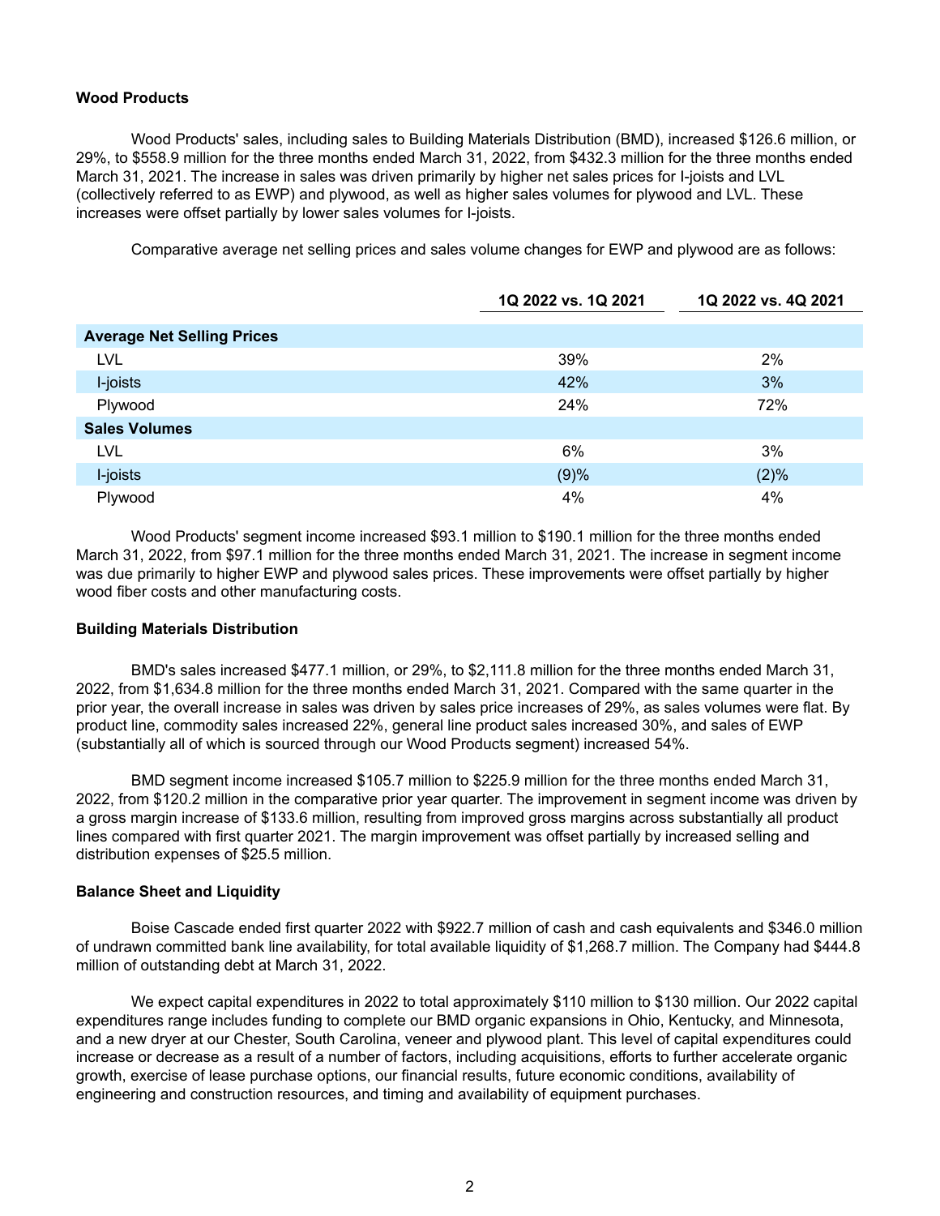### Wood Products

Wood Products' sales, including sales to Building Materials Distribution (BMD), increased $126.6 million, or 29%, to $558.9 million for the three months ended March 31, 2022, from $432.3 million for the three months ended March 31, 2021. The increase in sales was driven primarily by higher net sales prices for I-joists and LVL (collectively referred to as EWP) and plywood, as well as higher sales volumes for plywood and LVL. These increases were offset partially by lower sales volumes for I-joists.

Comparative average net selling prices and sales volume changes for EWP and plywood are as follows:

| | 1Q 2022 vs. 1Q 2021 | 1Q 2022 vs. 4Q 2021 |
|---|---|---|
| **Average Net Selling Prices** | | |
| LVL | 39% | 2% |
| I-joists | 42% | 3% |
| Plywood | 24% | 72% |
| **Sales Volumes** | | |
| LVL | 6% | 3% |
| I-joists | (9)% | (2)% |
| Plywood | 4% | 4% |

Wood Products' segment income increased $93.1 million to $190.1 million for the three months ended March 31, 2022, from $97.1 million for the three months ended March 31, 2021. The increase in segment income was due primarily to higher EWP and plywood sales prices. These improvements were offset partially by higher wood fiber costs and other manufacturing costs.

### Building Materials Distribution

BMD's sales increased $477.1 million, or 29%, to $2,111.8 million for the three months ended March 31, 2022, from $1,634.8 million for the three months ended March 31, 2021. Compared with the same quarter in the prior year, the overall increase in sales was driven by sales price increases of 29%, as sales volumes were flat. By product line, commodity sales increased 22%, general line product sales increased 30%, and sales of EWP (substantially all of which is sourced through our Wood Products segment) increased 54%.

BMD segment income increased $105.7 million to $225.9 million for the three months ended March 31, 2022, from $120.2 million in the comparative prior year quarter. The improvement in segment income was driven by a gross margin increase of $133.6 million, resulting from improved gross margins across substantially all product lines compared with first quarter 2021. The margin improvement was offset partially by increased selling and distribution expenses of $25.5 million.

### Balance Sheet and Liquidity

Boise Cascade ended first quarter 2022 with $922.7 million of cash and cash equivalents and $346.0 million of undrawn committed bank line availability, for total available liquidity of $1,268.7 million. The Company had $444.8 million of outstanding debt at March 31, 2022.

We expect capital expenditures in 2022 to total approximately $110 million to $130 million. Our 2022 capital expenditures range includes funding to complete our BMD organic expansions in Ohio, Kentucky, and Minnesota, and a new dryer at our Chester, South Carolina, veneer and plywood plant. This level of capital expenditures could increase or decrease as a result of a number of factors, including acquisitions, efforts to further accelerate organic growth, exercise of lease purchase options, our financial results, future economic conditions, availability of engineering and construction resources, and timing and availability of equipment purchases.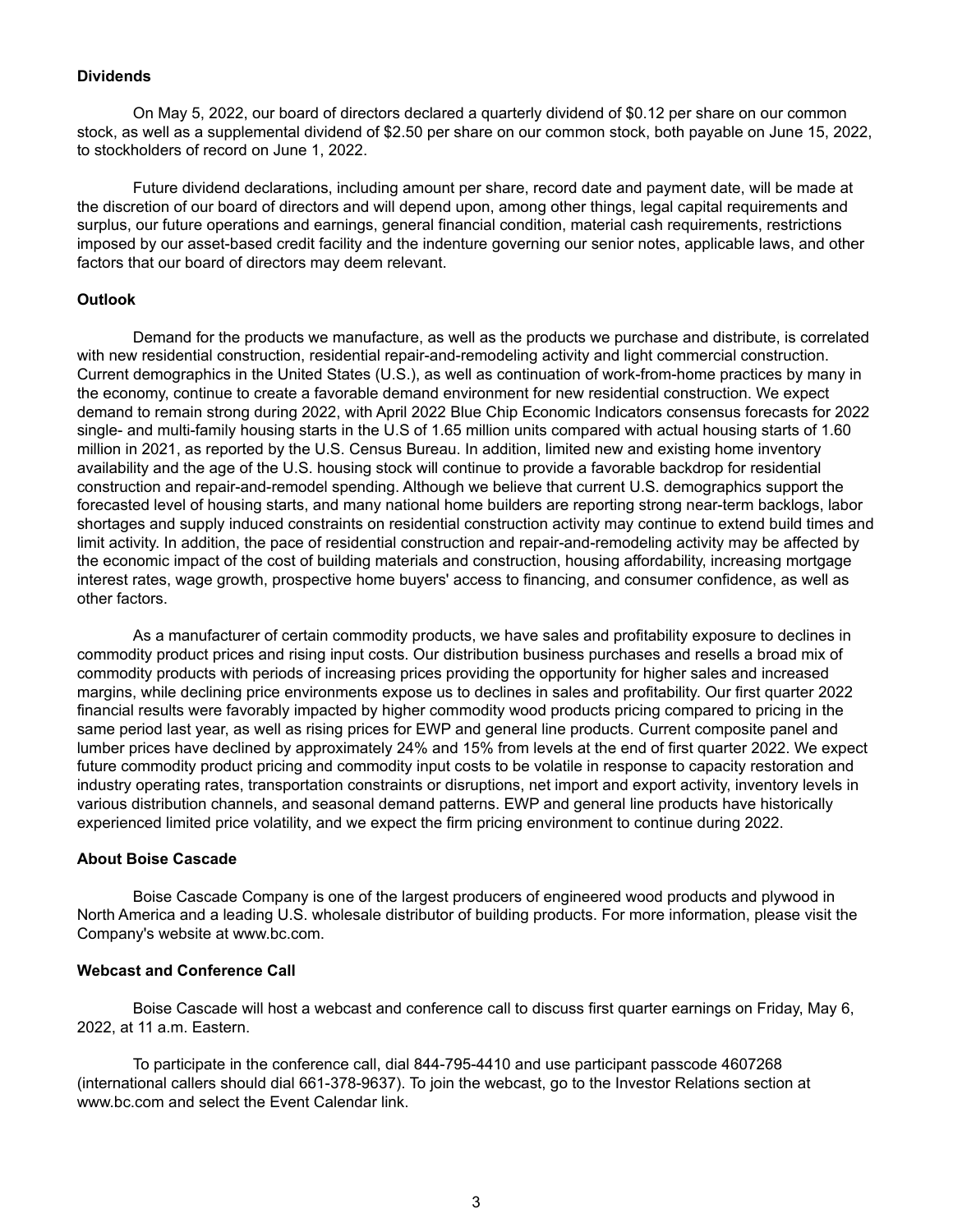**Dividends**

On May 5, 2022, our board of directors declared a quarterly dividend of $0.12 per share on our common stock, as well as a supplemental dividend of $2.50 per share on our common stock, both payable on June 15, 2022, to stockholders of record on June 1, 2022.

Future dividend declarations, including amount per share, record date and payment date, will be made at the discretion of our board of directors and will depend upon, among other things, legal capital requirements and surplus, our future operations and earnings, general financial condition, material cash requirements, restrictions imposed by our asset-based credit facility and the indenture governing our senior notes, applicable laws, and other factors that our board of directors may deem relevant.

**Outlook**

Demand for the products we manufacture, as well as the products we purchase and distribute, is correlated with new residential construction, residential repair-and-remodeling activity and light commercial construction. Current demographics in the United States (U.S.), as well as continuation of work-from-home practices by many in the economy, continue to create a favorable demand environment for new residential construction. We expect demand to remain strong during 2022, with April 2022 Blue Chip Economic Indicators consensus forecasts for 2022 single- and multi-family housing starts in the U.S of 1.65 million units compared with actual housing starts of 1.60 million in 2021, as reported by the U.S. Census Bureau. In addition, limited new and existing home inventory availability and the age of the U.S. housing stock will continue to provide a favorable backdrop for residential construction and repair-and-remodel spending. Although we believe that current U.S. demographics support the forecasted level of housing starts, and many national home builders are reporting strong near-term backlogs, labor shortages and supply induced constraints on residential construction activity may continue to extend build times and limit activity. In addition, the pace of residential construction and repair-and-remodeling activity may be affected by the economic impact of the cost of building materials and construction, housing affordability, increasing mortgage interest rates, wage growth, prospective home buyers' access to financing, and consumer confidence, as well as other factors.

As a manufacturer of certain commodity products, we have sales and profitability exposure to declines in commodity product prices and rising input costs. Our distribution business purchases and resells a broad mix of commodity products with periods of increasing prices providing the opportunity for higher sales and increased margins, while declining price environments expose us to declines in sales and profitability. Our first quarter 2022 financial results were favorably impacted by higher commodity wood products pricing compared to pricing in the same period last year, as well as rising prices for EWP and general line products. Current composite panel and lumber prices have declined by approximately 24% and 15% from levels at the end of first quarter 2022. We expect future commodity product pricing and commodity input costs to be volatile in response to capacity restoration and industry operating rates, transportation constraints or disruptions, net import and export activity, inventory levels in various distribution channels, and seasonal demand patterns. EWP and general line products have historically experienced limited price volatility, and we expect the firm pricing environment to continue during 2022.

**About Boise Cascade**

Boise Cascade Company is one of the largest producers of engineered wood products and plywood in North America and a leading U.S. wholesale distributor of building products. For more information, please visit the Company's website at www.bc.com.

**Webcast and Conference Call**

Boise Cascade will host a webcast and conference call to discuss first quarter earnings on Friday, May 6, 2022, at 11 a.m. Eastern.

To participate in the conference call, dial 844-795-4410 and use participant passcode 4607268 (international callers should dial 661-378-9637). To join the webcast, go to the Investor Relations section at www.bc.com and select the Event Calendar link.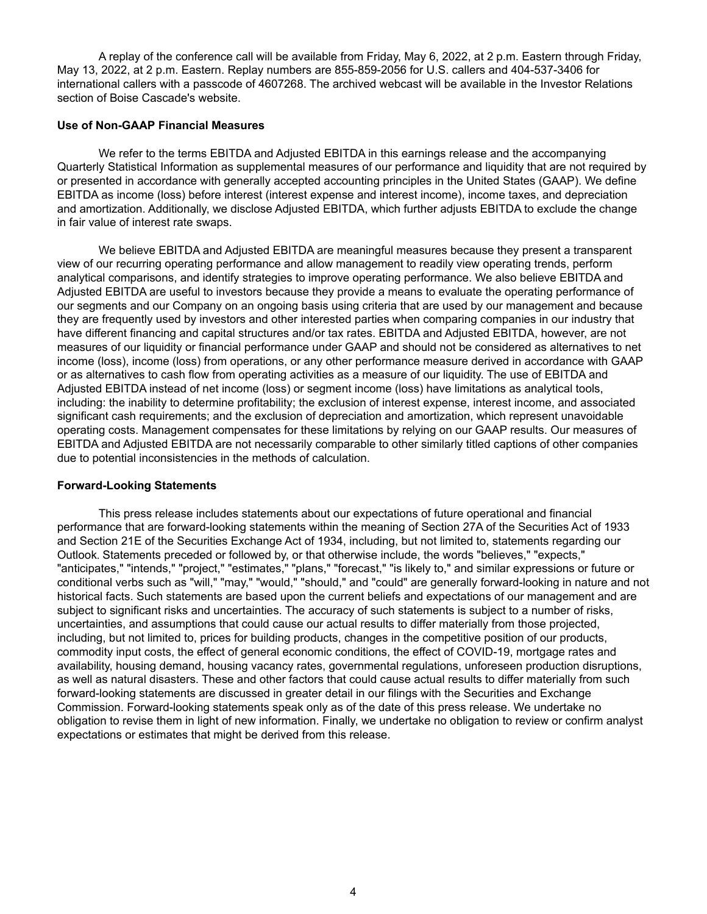A replay of the conference call will be available from Friday, May 6, 2022, at 2 p.m. Eastern through Friday, May 13, 2022, at 2 p.m. Eastern. Replay numbers are 855-859-2056 for U.S. callers and 404-537-3406 for international callers with a passcode of 4607268. The archived webcast will be available in the Investor Relations section of Boise Cascade's website.

**Use of Non-GAAP Financial Measures**

We refer to the terms EBITDA and Adjusted EBITDA in this earnings release and the accompanying Quarterly Statistical Information as supplemental measures of our performance and liquidity that are not required by or presented in accordance with generally accepted accounting principles in the United States (GAAP). We define EBITDA as income (loss) before interest (interest expense and interest income), income taxes, and depreciation and amortization. Additionally, we disclose Adjusted EBITDA, which further adjusts EBITDA to exclude the change in fair value of interest rate swaps.

We believe EBITDA and Adjusted EBITDA are meaningful measures because they present a transparent view of our recurring operating performance and allow management to readily view operating trends, perform analytical comparisons, and identify strategies to improve operating performance. We also believe EBITDA and Adjusted EBITDA are useful to investors because they provide a means to evaluate the operating performance of our segments and our Company on an ongoing basis using criteria that are used by our management and because they are frequently used by investors and other interested parties when comparing companies in our industry that have different financing and capital structures and/or tax rates. EBITDA and Adjusted EBITDA, however, are not measures of our liquidity or financial performance under GAAP and should not be considered as alternatives to net income (loss), income (loss) from operations, or any other performance measure derived in accordance with GAAP or as alternatives to cash flow from operating activities as a measure of our liquidity. The use of EBITDA and Adjusted EBITDA instead of net income (loss) or segment income (loss) have limitations as analytical tools, including: the inability to determine profitability; the exclusion of interest expense, interest income, and associated significant cash requirements; and the exclusion of depreciation and amortization, which represent unavoidable operating costs. Management compensates for these limitations by relying on our GAAP results. Our measures of EBITDA and Adjusted EBITDA are not necessarily comparable to other similarly titled captions of other companies due to potential inconsistencies in the methods of calculation.

**Forward-Looking Statements**

This press release includes statements about our expectations of future operational and financial performance that are forward-looking statements within the meaning of Section 27A of the Securities Act of 1933 and Section 21E of the Securities Exchange Act of 1934, including, but not limited to, statements regarding our Outlook. Statements preceded or followed by, or that otherwise include, the words "believes," "expects," "anticipates," "intends," "project," "estimates," "plans," "forecast," "is likely to," and similar expressions or future or conditional verbs such as "will," "may," "would," "should," and "could" are generally forward-looking in nature and not historical facts. Such statements are based upon the current beliefs and expectations of our management and are subject to significant risks and uncertainties. The accuracy of such statements is subject to a number of risks, uncertainties, and assumptions that could cause our actual results to differ materially from those projected, including, but not limited to, prices for building products, changes in the competitive position of our products, commodity input costs, the effect of general economic conditions, the effect of COVID-19, mortgage rates and availability, housing demand, housing vacancy rates, governmental regulations, unforeseen production disruptions, as well as natural disasters. These and other factors that could cause actual results to differ materially from such forward-looking statements are discussed in greater detail in our filings with the Securities and Exchange Commission. Forward-looking statements speak only as of the date of this press release. We undertake no obligation to revise them in light of new information. Finally, we undertake no obligation to review or confirm analyst expectations or estimates that might be derived from this release.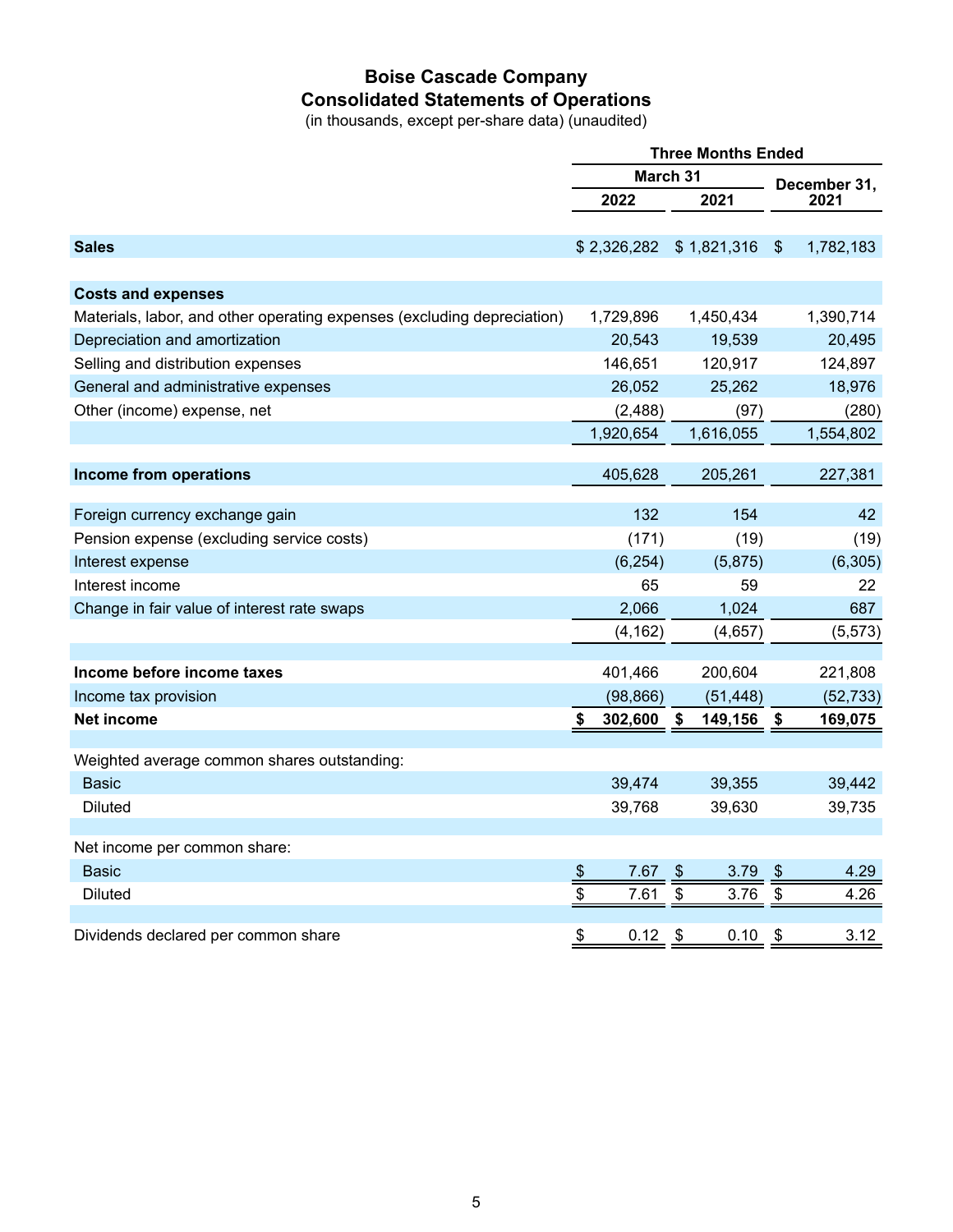# Boise Cascade Company

## Consolidated Statements of Operations

(in thousands, except per-share data) (unaudited)

| | Three Months Ended | | |
|---|---|---|---|
| | March 31 | | December 31, |
| | 2022 | 2021 | 2021 |
| **Sales** | $ 2,326,282 | $ 1,821,316 | $ 1,782,183 |
| **Costs and expenses** | | | |
| Materials, labor, and other operating expenses (excluding depreciation) | 1,729,896 | 1,450,434 | 1,390,714 |
| Depreciation and amortization | 20,543 | 19,539 | 20,495 |
| Selling and distribution expenses | 146,651 | 120,917 | 124,897 |
| General and administrative expenses | 26,052 | 25,262 | 18,976 |
| Other (income) expense, net | (2,488) | (97) | (280) |
| | 1,920,654 | 1,616,055 | 1,554,802 |
| **Income from operations** | 405,628 | 205,261 | 227,381 |
| Foreign currency exchange gain | 132 | 154 | 42 |
| Pension expense (excluding service costs) | (171) | (19) | (19) |
| Interest expense | (6,254) | (5,875) | (6,305) |
| Interest income | 65 | 59 | 22 |
| Change in fair value of interest rate swaps | 2,066 | 1,024 | 687 |
| | (4,162) | (4,657) | (5,573) |
| **Income before income taxes** | 401,466 | 200,604 | 221,808 |
| Income tax provision | (98,866) | (51,448) | (52,733) |
| **Net income** | **$ 302,600** | **$ 149,156** | **$ 169,075** |
| Weighted average common shares outstanding: | | | |
| Basic | 39,474 | 39,355 | 39,442 |
| Diluted | 39,768 | 39,630 | 39,735 |
| Net income per common share: | | | |
| Basic | $ 7.67 | $ 3.79 | $ 4.29 |
| Diluted | $ 7.61 | $ 3.76 | $ 4.26 |
| Dividends declared per common share | $ 0.12 | $ 0.10 | $ 3.12 |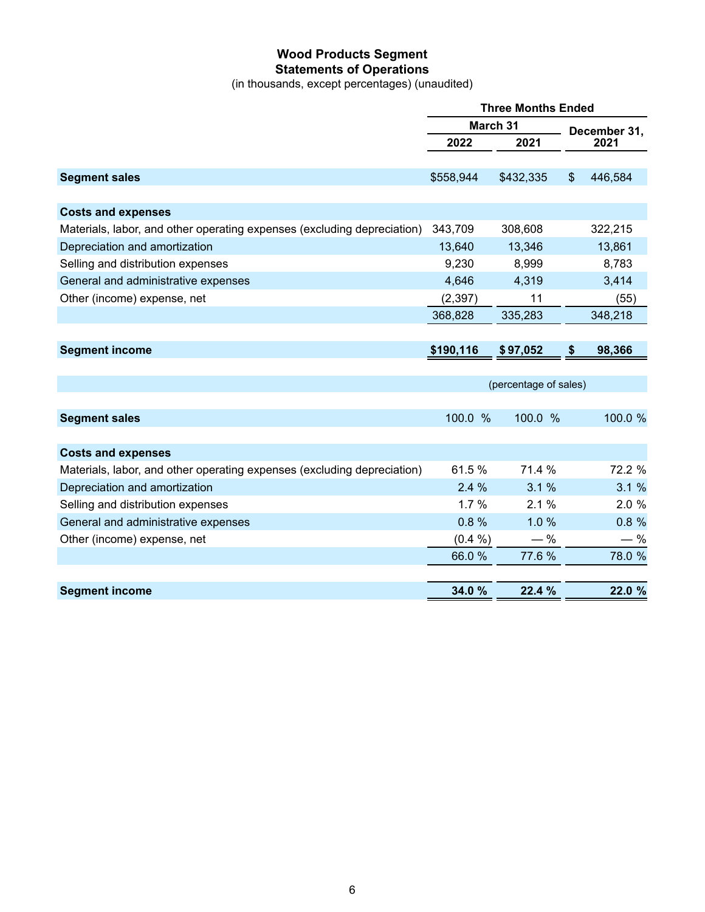# Wood Products Segment
## Statements of Operations

(in thousands, except percentages) (unaudited)

| | Three Months Ended | | |
|---|---|---|---|
| | March 31 | | December 31, |
| | 2022 | 2021 | 2021 |
| **Segment sales** | $558,944 | $432,335 | $ 446,584 |
| **Costs and expenses** | | | |
| Materials, labor, and other operating expenses (excluding depreciation) | 343,709 | 308,608 | 322,215 |
| Depreciation and amortization | 13,640 | 13,346 | 13,861 |
| Selling and distribution expenses | 9,230 | 8,999 | 8,783 |
| General and administrative expenses | 4,646 | 4,319 | 3,414 |
| Other (income) expense, net | (2,397) | 11 | (55) |
| | 368,828 | 335,283 | 348,218 |
| **Segment income** | **$190,116** | **$ 97,052** | **$ 98,366** |
| | (percentage of sales) | | |
| **Segment sales** | 100.0 % | 100.0 % | 100.0 % |
| **Costs and expenses** | | | |
| Materials, labor, and other operating expenses (excluding depreciation) | 61.5 % | 71.4 % | 72.2 % |
| Depreciation and amortization | 2.4 % | 3.1 % | 3.1 % |
| Selling and distribution expenses | 1.7 % | 2.1 % | 2.0 % |
| General and administrative expenses | 0.8 % | 1.0 % | 0.8 % |
| Other (income) expense, net | (0.4 %) | — % | — % |
| | 66.0 % | 77.6 % | 78.0 % |
| **Segment income** | **34.0 %** | **22.4 %** | **22.0 %** |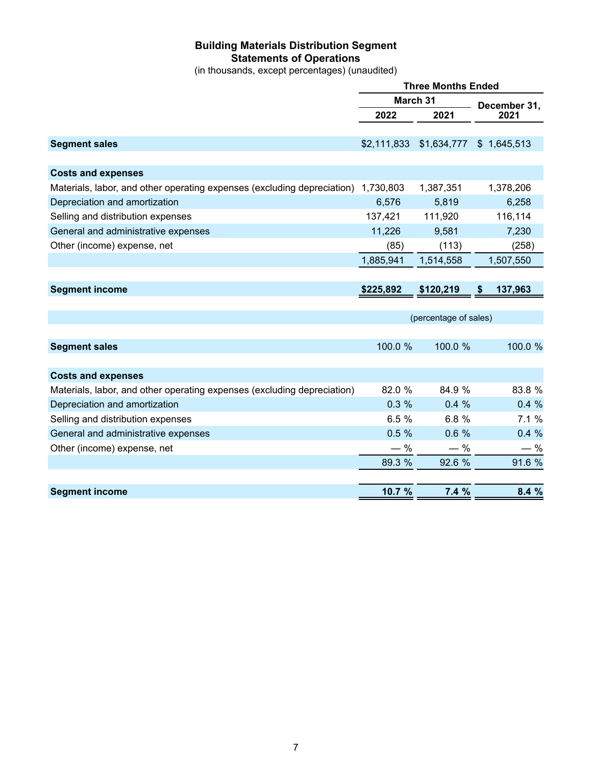# Building Materials Distribution Segment
## Statements of Operations

(in thousands, except percentages) (unaudited)

| | Three Months Ended | | |
|---|---|---|---|
| | March 31 | | December 31, |
| | 2022 | 2021 | 2021 |
| **Segment sales** | $2,111,833 | $1,634,777 | $ 1,645,513 |
| **Costs and expenses** | | | |
| Materials, labor, and other operating expenses (excluding depreciation) | 1,730,803 | 1,387,351 | 1,378,206 |
| Depreciation and amortization | 6,576 | 5,819 | 6,258 |
| Selling and distribution expenses | 137,421 | 111,920 | 116,114 |
| General and administrative expenses | 11,226 | 9,581 | 7,230 |
| Other (income) expense, net | (85) | (113) | (258) |
| | 1,885,941 | 1,514,558 | 1,507,550 |
| **Segment income** | **$225,892** | **$120,219** | **$ 137,963** |
| | (percentage of sales) | | |
| **Segment sales** | 100.0 % | 100.0 % | 100.0 % |
| **Costs and expenses** | | | |
| Materials, labor, and other operating expenses (excluding depreciation) | 82.0 % | 84.9 % | 83.8 % |
| Depreciation and amortization | 0.3 % | 0.4 % | 0.4 % |
| Selling and distribution expenses | 6.5 % | 6.8 % | 7.1 % |
| General and administrative expenses | 0.5 % | 0.6 % | 0.4 % |
| Other (income) expense, net | — % | — % | — % |
| | 89.3 % | 92.6 % | 91.6 % |
| **Segment income** | **10.7 %** | **7.4 %** | **8.4 %** |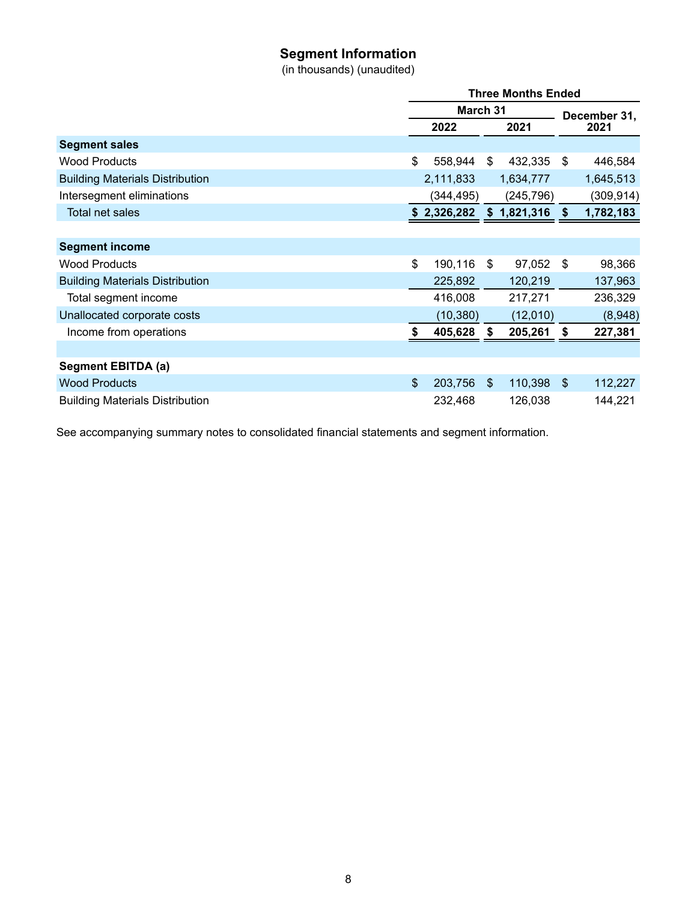## Segment Information

(in thousands) (unaudited)

| | Three Months Ended | | |
|---|---|---|---|
| | March 31 | | December 31, |
| | 2022 | 2021 | 2021 |
| **Segment sales** | | | |
| Wood Products | $ 558,944 | $ 432,335 | $ 446,584 |
| Building Materials Distribution | 2,111,833 | 1,634,777 | 1,645,513 |
| Intersegment eliminations | (344,495) | (245,796) | (309,914) |
| Total net sales | **$ 2,326,282** | **$ 1,821,316** | **$ 1,782,183** |
| | | | |
| **Segment income** | | | |
| Wood Products | $ 190,116 | $ 97,052 | $ 98,366 |
| Building Materials Distribution | 225,892 | 120,219 | 137,963 |
| Total segment income | 416,008 | 217,271 | 236,329 |
| Unallocated corporate costs | (10,380) | (12,010) | (8,948) |
| Income from operations | **$ 405,628** | **$ 205,261** | **$ 227,381** |
| | | | |
| **Segment EBITDA (a)** | | | |
| Wood Products | $ 203,756 | $ 110,398 | $ 112,227 |
| Building Materials Distribution | 232,468 | 126,038 | 144,221 |

See accompanying summary notes to consolidated financial statements and segment information.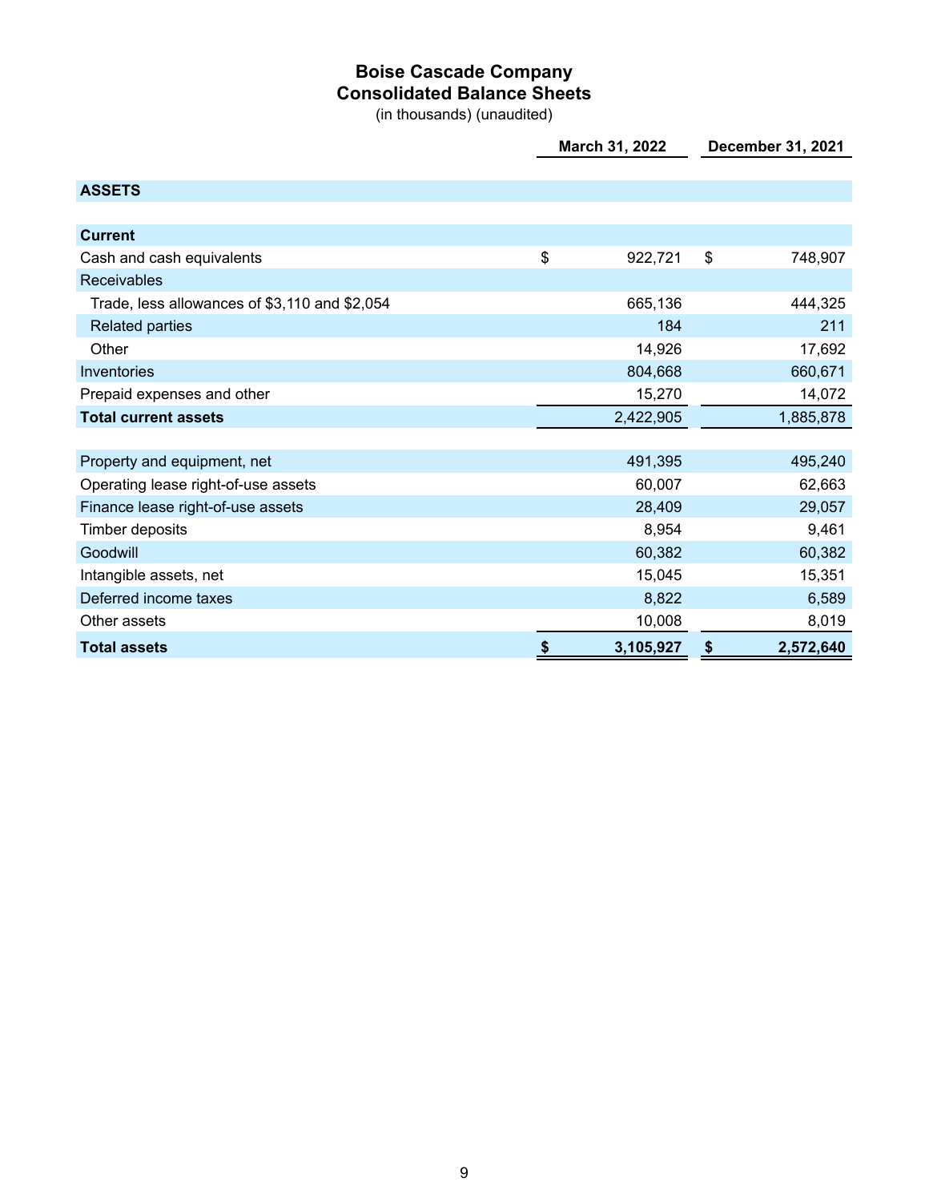# Boise Cascade Company
## Consolidated Balance Sheets
(in thousands) (unaudited)

| | March 31, 2022 | December 31, 2021 |
|---|---|---|
| **ASSETS** | | |
| **Current** | | |
| Cash and cash equivalents | $ 922,721 | $ 748,907 |
| Receivables | | |
| Trade, less allowances of $3,110 and $2,054 | 665,136 | 444,325 |
| Related parties | 184 | 211 |
| Other | 14,926 | 17,692 |
| Inventories | 804,668 | 660,671 |
| Prepaid expenses and other | 15,270 | 14,072 |
| **Total current assets** | 2,422,905 | 1,885,878 |
| | | |
| Property and equipment, net | 491,395 | 495,240 |
| Operating lease right-of-use assets | 60,007 | 62,663 |
| Finance lease right-of-use assets | 28,409 | 29,057 |
| Timber deposits | 8,954 | 9,461 |
| Goodwill | 60,382 | 60,382 |
| Intangible assets, net | 15,045 | 15,351 |
| Deferred income taxes | 8,822 | 6,589 |
| Other assets | 10,008 | 8,019 |
| **Total assets** | **$ 3,105,927** | **$ 2,572,640** |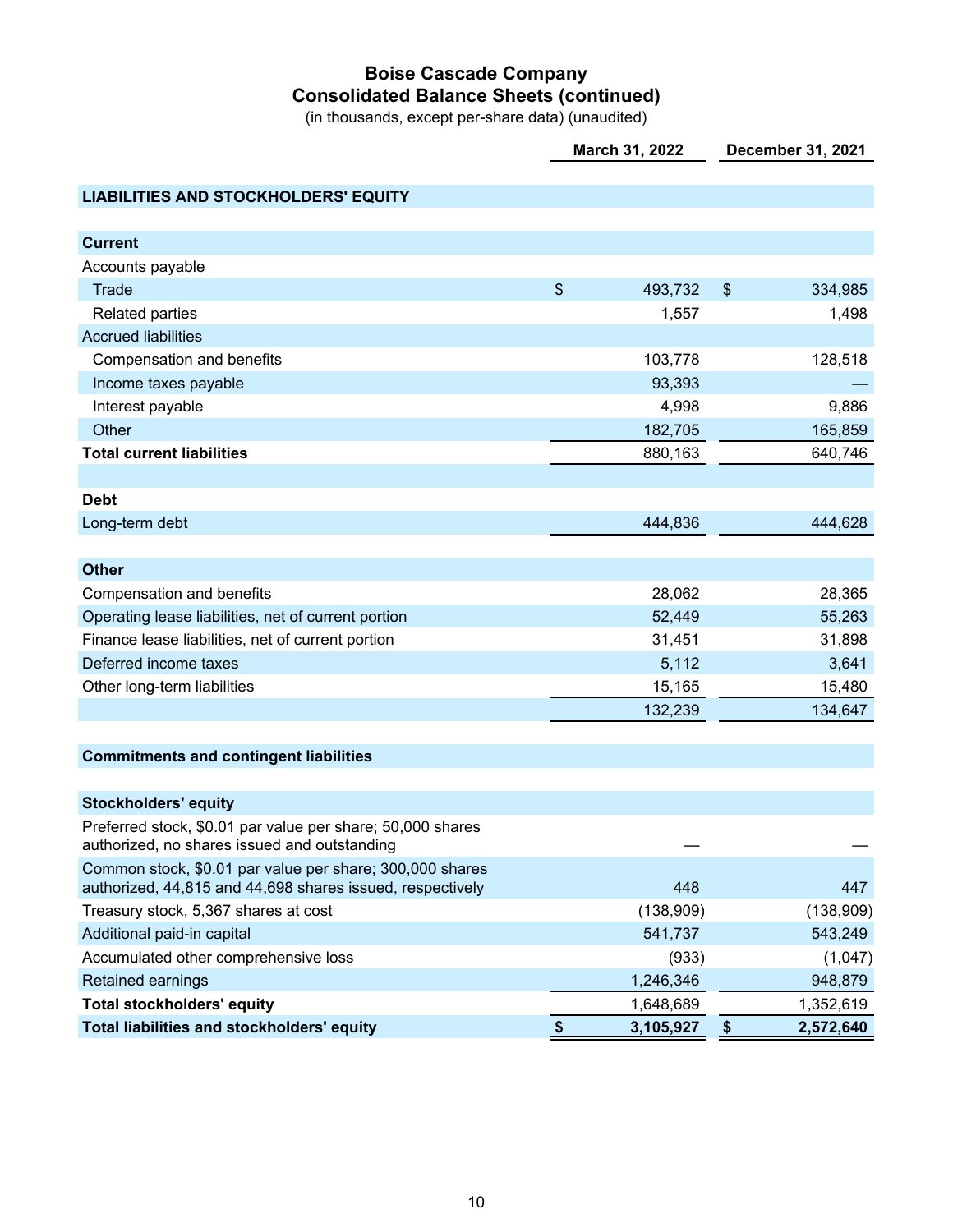# Boise Cascade Company
## Consolidated Balance Sheets (continued)
(in thousands, except per-share data) (unaudited)

| | March 31, 2022 | December 31, 2021 |
|---|---|---|
| **LIABILITIES AND STOCKHOLDERS' EQUITY** | | |
| **Current** | | |
| Accounts payable | | |
| Trade | $ 493,732 | $ 334,985 |
| Related parties | 1,557 | 1,498 |
| Accrued liabilities | | |
| Compensation and benefits | 103,778 | 128,518 |
| Income taxes payable | 93,393 | — |
| Interest payable | 4,998 | 9,886 |
| Other | 182,705 | 165,859 |
| **Total current liabilities** | 880,163 | 640,746 |
| | | |
| **Debt** | | |
| Long-term debt | 444,836 | 444,628 |
| | | |
| **Other** | | |
| Compensation and benefits | 28,062 | 28,365 |
| Operating lease liabilities, net of current portion | 52,449 | 55,263 |
| Finance lease liabilities, net of current portion | 31,451 | 31,898 |
| Deferred income taxes | 5,112 | 3,641 |
| Other long-term liabilities | 15,165 | 15,480 |
| | 132,239 | 134,647 |
| | | |
| **Commitments and contingent liabilities** | | |
| | | |
| **Stockholders' equity** | | |
| Preferred stock, $0.01 par value per share; 50,000 shares authorized, no shares issued and outstanding | — | — |
| Common stock, $0.01 par value per share; 300,000 shares authorized, 44,815 and 44,698 shares issued, respectively | 448 | 447 |
| Treasury stock, 5,367 shares at cost | (138,909) | (138,909) |
| Additional paid-in capital | 541,737 | 543,249 |
| Accumulated other comprehensive loss | (933) | (1,047) |
| Retained earnings | 1,246,346 | 948,879 |
| **Total stockholders' equity** | 1,648,689 | 1,352,619 |
| **Total liabilities and stockholders' equity** | **$ 3,105,927** | **$ 2,572,640** |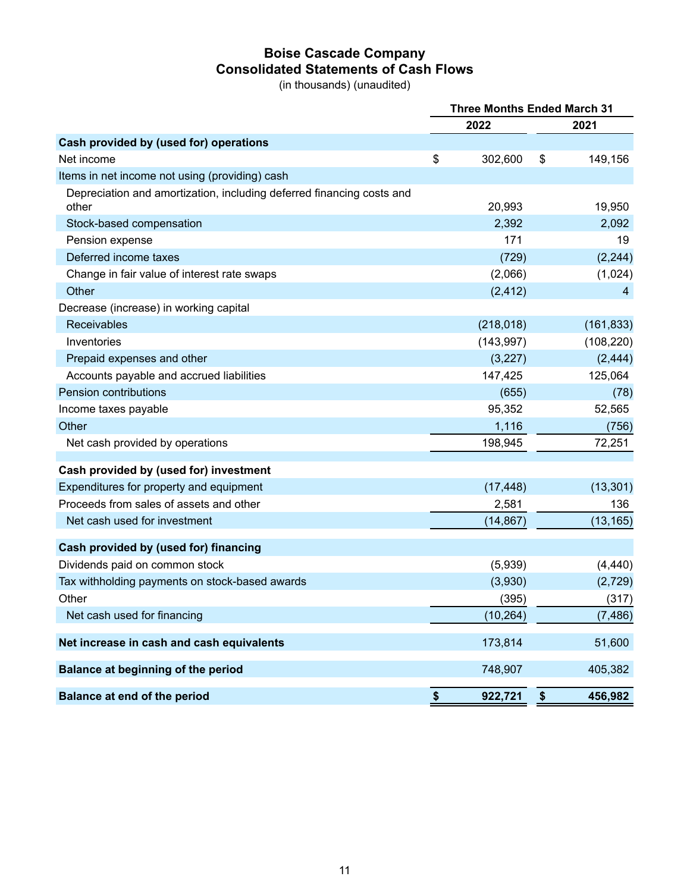# Boise Cascade Company
## Consolidated Statements of Cash Flows

(in thousands) (unaudited)

| | Three Months Ended March 31 | |
|---|---|---|
| | 2022 | 2021 |
| **Cash provided by (used for) operations** | | |
| Net income | $ 302,600 | $ 149,156 |
| Items in net income not using (providing) cash | | |
| Depreciation and amortization, including deferred financing costs and other | 20,993 | 19,950 |
| Stock-based compensation | 2,392 | 2,092 |
| Pension expense | 171 | 19 |
| Deferred income taxes | (729) | (2,244) |
| Change in fair value of interest rate swaps | (2,066) | (1,024) |
| Other | (2,412) | 4 |
| Decrease (increase) in working capital | | |
| Receivables | (218,018) | (161,833) |
| Inventories | (143,997) | (108,220) |
| Prepaid expenses and other | (3,227) | (2,444) |
| Accounts payable and accrued liabilities | 147,425 | 125,064 |
| Pension contributions | (655) | (78) |
| Income taxes payable | 95,352 | 52,565 |
| Other | 1,116 | (756) |
| Net cash provided by operations | 198,945 | 72,251 |
| **Cash provided by (used for) investment** | | |
| Expenditures for property and equipment | (17,448) | (13,301) |
| Proceeds from sales of assets and other | 2,581 | 136 |
| Net cash used for investment | (14,867) | (13,165) |
| **Cash provided by (used for) financing** | | |
| Dividends paid on common stock | (5,939) | (4,440) |
| Tax withholding payments on stock-based awards | (3,930) | (2,729) |
| Other | (395) | (317) |
| Net cash used for financing | (10,264) | (7,486) |
| **Net increase in cash and cash equivalents** | 173,814 | 51,600 |
| **Balance at beginning of the period** | 748,907 | 405,382 |
| **Balance at end of the period** | **$ 922,721** | **$ 456,982** |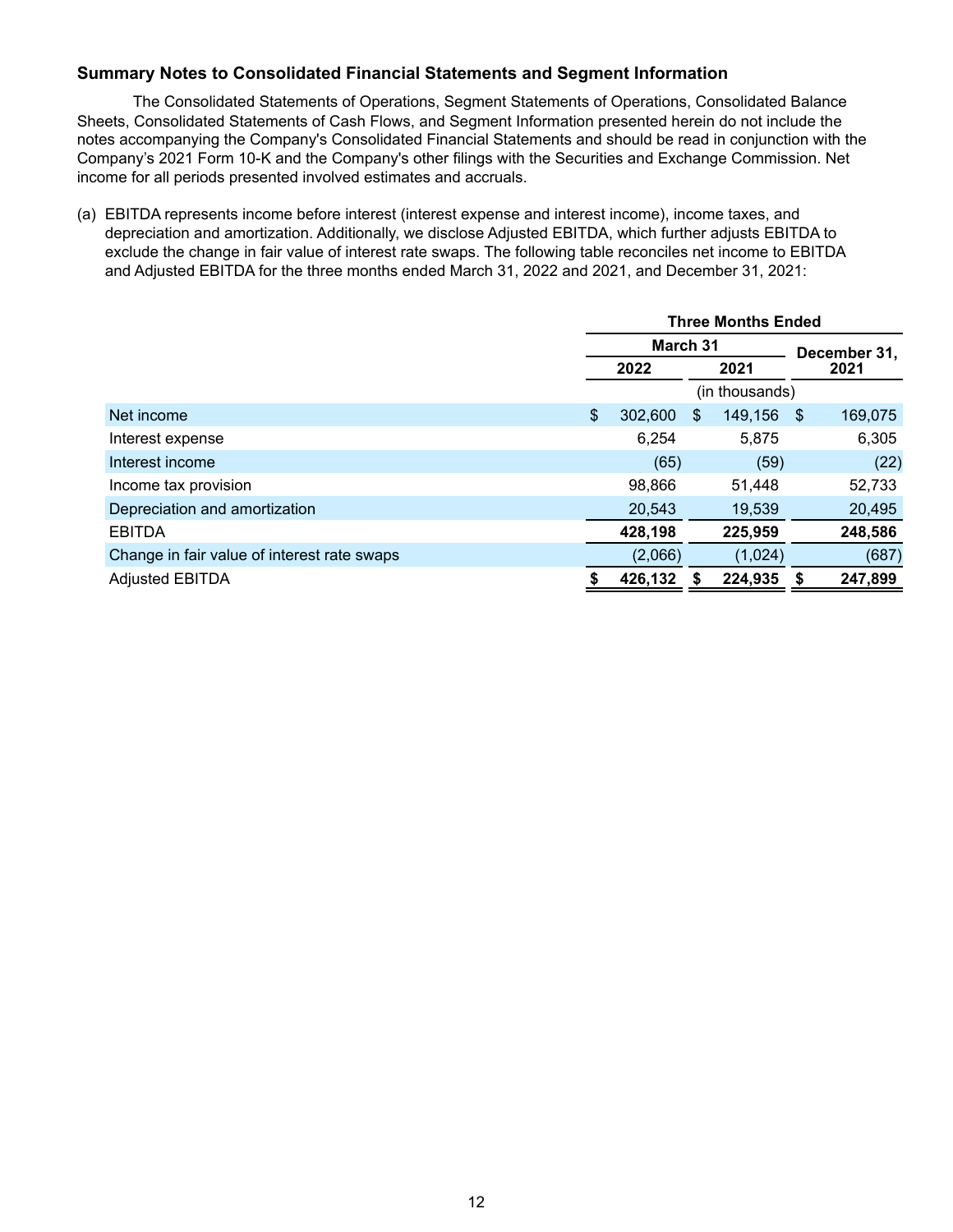### Summary Notes to Consolidated Financial Statements and Segment Information

The Consolidated Statements of Operations, Segment Statements of Operations, Consolidated Balance Sheets, Consolidated Statements of Cash Flows, and Segment Information presented herein do not include the notes accompanying the Company's Consolidated Financial Statements and should be read in conjunction with the Company's 2021 Form 10-K and the Company's other filings with the Securities and Exchange Commission. Net income for all periods presented involved estimates and accruals.

(a) EBITDA represents income before interest (interest expense and interest income), income taxes, and depreciation and amortization. Additionally, we disclose Adjusted EBITDA, which further adjusts EBITDA to exclude the change in fair value of interest rate swaps. The following table reconciles net income to EBITDA and Adjusted EBITDA for the three months ended March 31, 2022 and 2021, and December 31, 2021:

| | Three Months Ended | | |
|---|---|---|---|
| | March 31 | | December 31, |
| | 2022 | 2021 | 2021 |
| | (in thousands) | | |
| Net income | $ 302,600 | $ 149,156 | $ 169,075 |
| Interest expense | 6,254 | 5,875 | 6,305 |
| Interest income | (65) | (59) | (22) |
| Income tax provision | 98,866 | 51,448 | 52,733 |
| Depreciation and amortization | 20,543 | 19,539 | 20,495 |
| EBITDA | **428,198** | **225,959** | **248,586** |
| Change in fair value of interest rate swaps | (2,066) | (1,024) | (687) |
| Adjusted EBITDA | **$ 426,132** | **$ 224,935** | **$ 247,899** |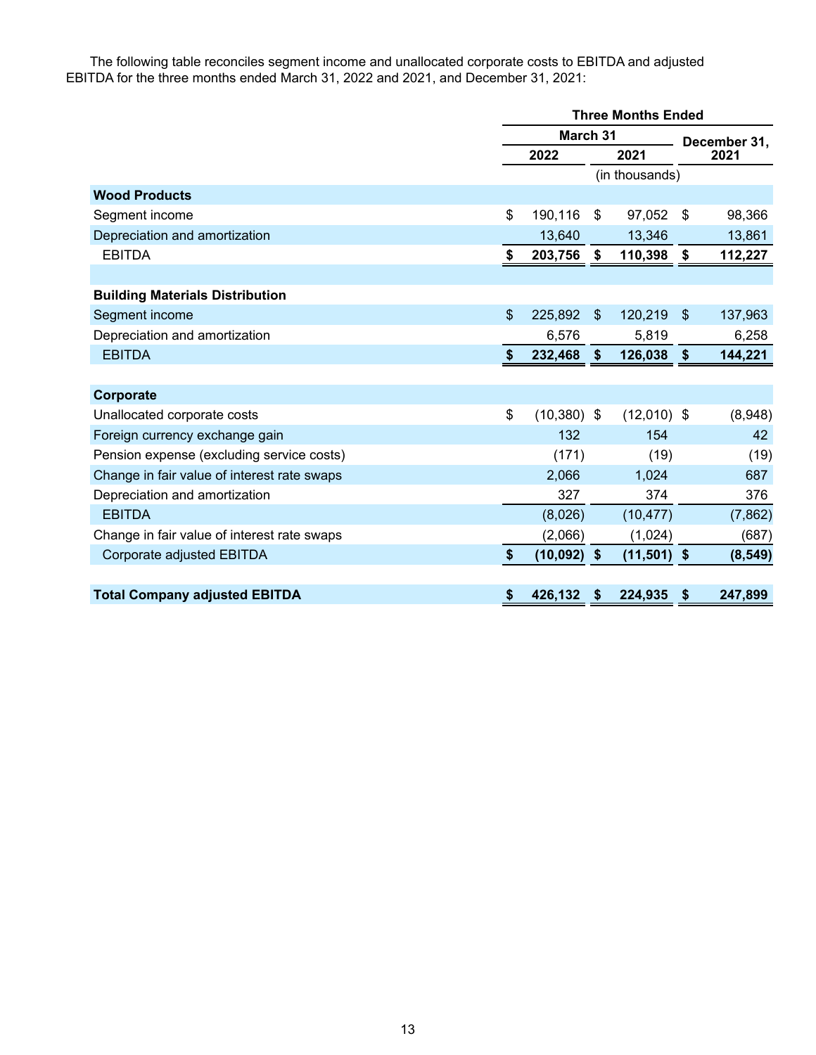The following table reconciles segment income and unallocated corporate costs to EBITDA and adjusted EBITDA for the three months ended March 31, 2022 and 2021, and December 31, 2021:

| | Three Months Ended | | |
|---|---|---|---|
| | March 31 | | December 31, |
| | 2022 | 2021 | 2021 |
| | (in thousands) | | |
| **Wood Products** | | | |
| Segment income | $ 190,116 | $ 97,052 | $ 98,366 |
| Depreciation and amortization | 13,640 | 13,346 | 13,861 |
| EBITDA | **$ 203,756** | **$ 110,398** | **$ 112,227** |
| | | | |
| **Building Materials Distribution** | | | |
| Segment income | $ 225,892 | $ 120,219 | $ 137,963 |
| Depreciation and amortization | 6,576 | 5,819 | 6,258 |
| EBITDA | **$ 232,468** | **$ 126,038** | **$ 144,221** |
| | | | |
| **Corporate** | | | |
| Unallocated corporate costs | $ (10,380) | $ (12,010) | $ (8,948) |
| Foreign currency exchange gain | 132 | 154 | 42 |
| Pension expense (excluding service costs) | (171) | (19) | (19) |
| Change in fair value of interest rate swaps | 2,066 | 1,024 | 687 |
| Depreciation and amortization | 327 | 374 | 376 |
| EBITDA | (8,026) | (10,477) | (7,862) |
| Change in fair value of interest rate swaps | (2,066) | (1,024) | (687) |
| Corporate adjusted EBITDA | **$ (10,092)** | **$ (11,501)** | **$ (8,549)** |
| | | | |
| **Total Company adjusted EBITDA** | **$ 426,132** | **$ 224,935** | **$ 247,899** |